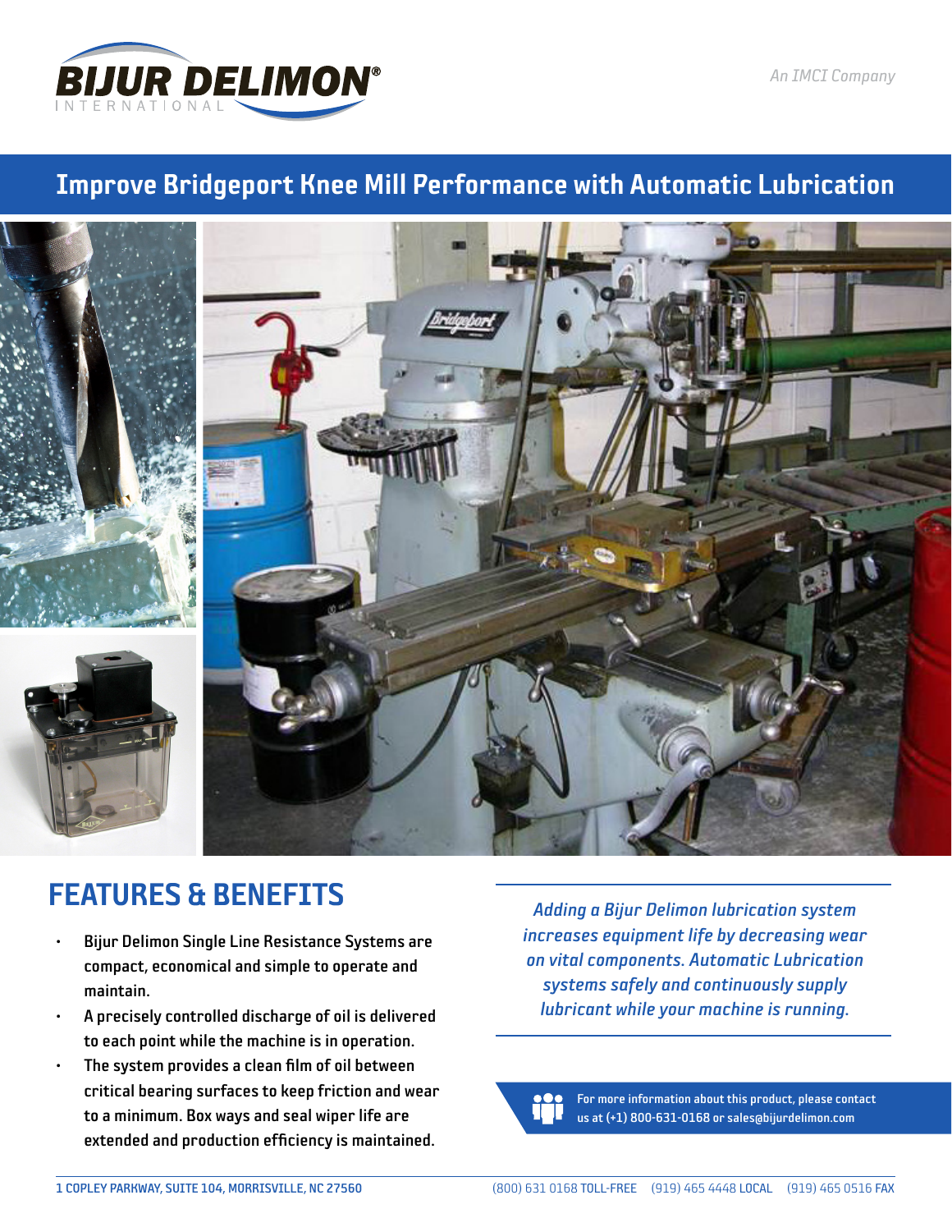BIJUR DELIMON® INTERNATIONAL

*An IMCI Company*

# Improve Bridgeport Knee Mill Performance with Automatic Lubrication

## FEATURES & BENEFITS

- Bijur Delimon Single Line Resistance Systems are compact, economical and simple to operate and maintain.
- A precisely controlled discharge of oil is delivered to each point while the machine is in operation.
- The system provides a clean film of oil between critical bearing surfaces to keep friction and wear to a minimum. Box ways and seal wiper life are extended and production efficiency is maintained.

*Adding a Bijur Delimon lubrication system increases equipment life by decreasing wear on vital components. Automatic Lubrication systems safely and continuously supply lubricant while your machine is running.*

For more information about this product, please contact us at (+1) 800-631-0168 or sales@bijurdelimon.com

1 COPLEY PARKWAY, SUITE 104, MORRISVILLE, NC 27560

(800) 631 0168 TOLL-FREE (919) 465 4448 LOCAL (919) 465 0516 FAX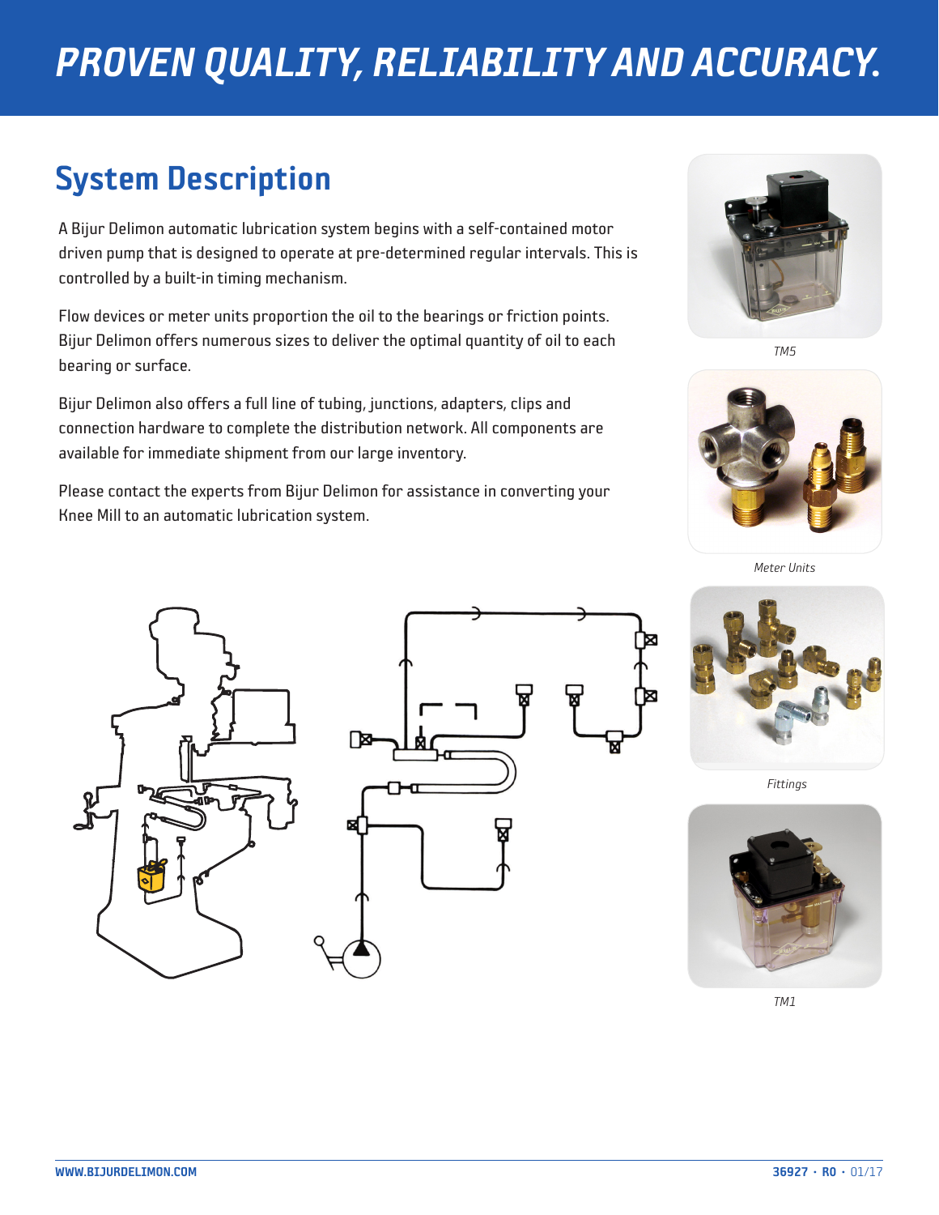# PROVEN QUALITY, RELIABILITY AND ACCURACY.

## System Description

A Bijur Delimon automatic lubrication system begins with a self-contained motor driven pump that is designed to operate at pre-determined regular intervals. This is controlled by a built-in timing mechanism.

Flow devices or meter units proportion the oil to the bearings or friction points. Bijur Delimon offers numerous sizes to deliver the optimal quantity of oil to each bearing or surface.

Bijur Delimon also offers a full line of tubing, junctions, adapters, clips and connection hardware to complete the distribution network. All components are available for immediate shipment from our large inventory.

Please contact the experts from Bijur Delimon for assistance in converting your Knee Mill to an automatic lubrication system.

*TM5*

*Meter Units*

*Fittings*

*TM1*